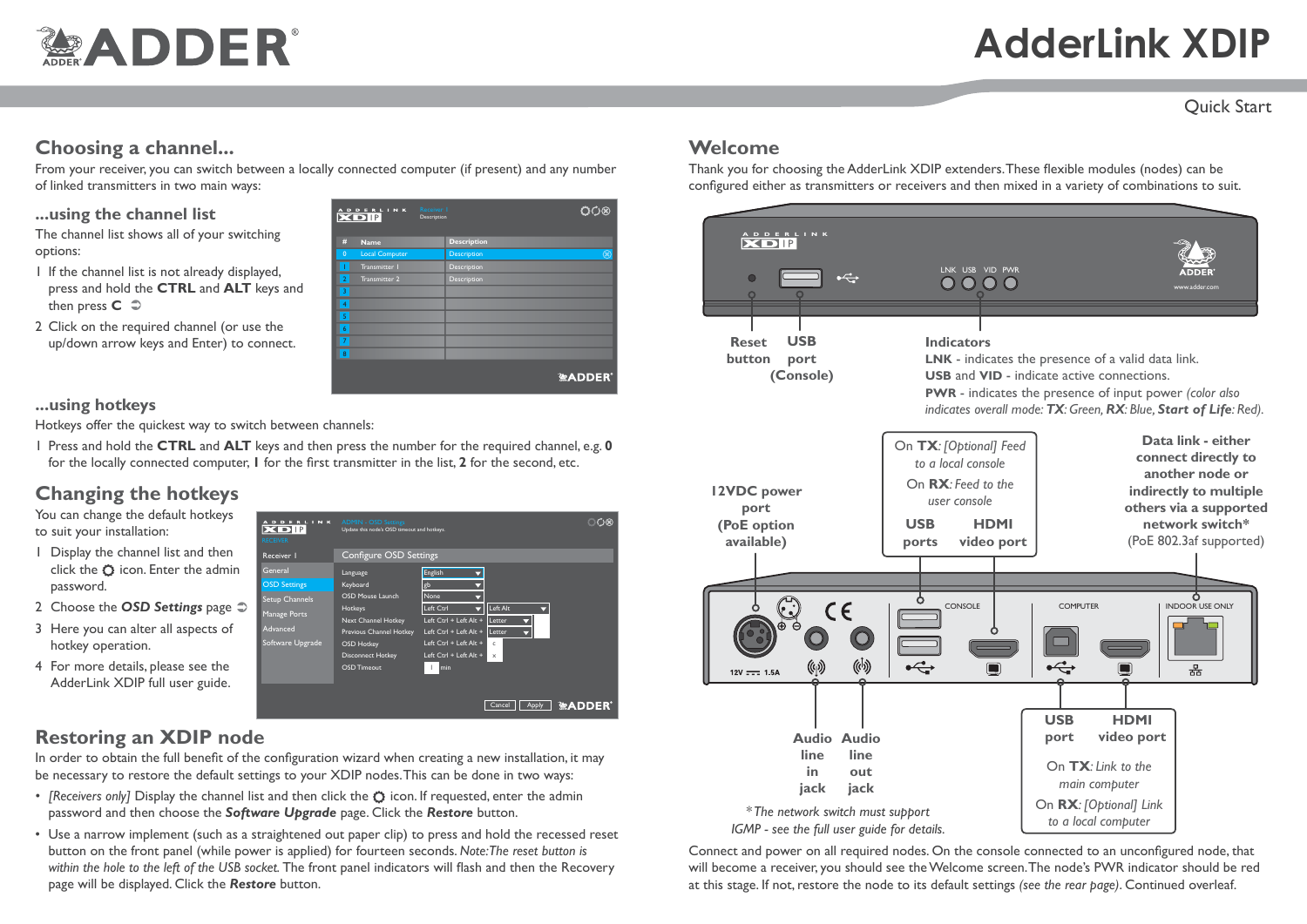# AdderLink XDIP

Quick Start

## Choosing a channel...

From your receiver, you can switch between a locally connected computer (if present) and any number of linked transmitters in two main ways:

### ...using the channel list

The channel list shows all of your switching options:

1. If the channel list is not already displayed, press and hold the **CTRL** and **ALT** keys and then press **C**
2. Click on the required channel (or use the up/down arrow keys and Enter) to connect.

### ...using hotkeys

Hotkeys offer the quickest way to switch between channels:

1. Press and hold the **CTRL** and **ALT** keys and then press the number for the required channel, e.g. **0** for the locally connected computer, **1** for the first transmitter in the list, **2** for the second, etc.

## Changing the hotkeys

You can change the default hotkeys to suit your installation:

1. Display the channel list and then click the icon. Enter the admin password.
2. Choose the ***OSD Settings*** page
3. Here you can alter all aspects of hotkey operation.
4. For more details, please see the AdderLink XDIP full user guide.

## Restoring an XDIP node

In order to obtain the full benefit of the configuration wizard when creating a new installation, it may be necessary to restore the default settings to your XDIP nodes. This can be done in two ways:

- *[Receivers only]* Display the channel list and then click the icon. If requested, enter the admin password and then choose the ***Software Upgrade*** page. Click the ***Restore*** button.
- Use a narrow implement (such as a straightened out paper clip) to press and hold the recessed reset button on the front panel (while power is applied) for fourteen seconds. *Note: The reset button is within the hole to the left of the USB socket.* The front panel indicators will flash and then the Recovery page will be displayed. Click the ***Restore*** button.

## Welcome

Thank you for choosing the AdderLink XDIP extenders. These flexible modules (nodes) can be configured either as transmitters or receivers and then mixed in a variety of combinations to suit.

**Reset button**

**USB port (Console)**

**Indicators**
**LNK** - indicates the presence of a valid data link.
**USB** and **VID** - indicate active connections.
**PWR** - indicates the presence of input power *(color also indicates overall mode: **TX**: Green, **RX**: Blue, **Start of Life**: Red).*

**12VDC power port (PoE option available)**

*On **TX**: [Optional] Feed to a local console*
*On **RX**: Feed to the user console*
**USB ports** **HDMI video port**

**Data link - either connect directly to another node or indirectly to multiple others via a supported network switch***
(PoE 802.3af supported)

**Audio line in jack** **Audio line out jack**

**USB port** **HDMI video port**
*On **TX**: Link to the main computer*
*On **RX**: [Optional] Link to a local computer*

*\*The network switch must support IGMP - see the full user guide for details.*

Connect and power on all required nodes. On the console connected to an unconfigured node, that will become a receiver, you should see the Welcome screen. The node's PWR indicator should be red at this stage. If not, restore the node to its default settings *(see the rear page)*. Continued overleaf.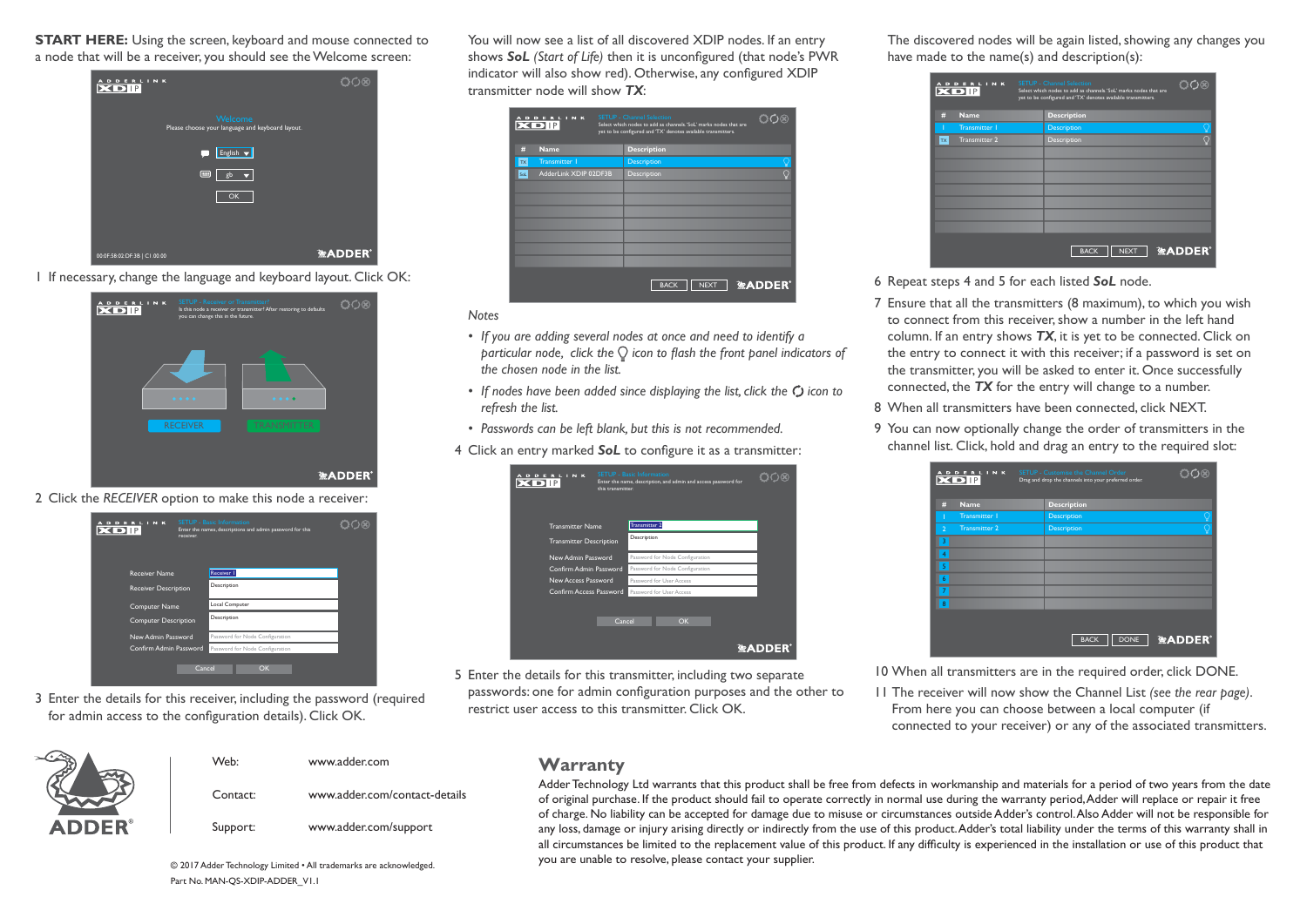**START HERE:** Using the screen, keyboard and mouse connected to a node that will be a receiver, you should see the Welcome screen:

1 If necessary, change the language and keyboard layout. Click OK:

2 Click the *RECEIVER* option to make this node a receiver:

3 Enter the details for this receiver, including the password (required for admin access to the configuration details). Click OK.

You will now see a list of all discovered XDIP nodes. If an entry shows ***SoL*** *(Start of Life)* then it is unconfigured (that node's PWR indicator will also show red). Otherwise, any configured XDIP transmitter node will show ***TX***:

*Notes*

- *If you are adding several nodes at once and need to identify a particular node, click the* 💡 *icon to flash the front panel indicators of the chosen node in the list.*
- *If nodes have been added since displaying the list, click the* ⟳ *icon to refresh the list.*
- *Passwords can be left blank, but this is not recommended.*

4 Click an entry marked ***SoL*** to configure it as a transmitter:

5 Enter the details for this transmitter, including two separate passwords: one for admin configuration purposes and the other to restrict user access to this transmitter. Click OK.

The discovered nodes will be again listed, showing any changes you have made to the name(s) and description(s):

6 Repeat steps 4 and 5 for each listed ***SoL*** node.

7 Ensure that all the transmitters (8 maximum), to which you wish to connect from this receiver, show a number in the left hand column. If an entry shows ***TX***, it is yet to be connected. Click on the entry to connect it with this receiver; if a password is set on the transmitter, you will be asked to enter it. Once successfully connected, the ***TX*** for the entry will change to a number.

8 When all transmitters have been connected, click NEXT.

9 You can now optionally change the order of transmitters in the channel list. Click, hold and drag an entry to the required slot:

10 When all transmitters are in the required order, click DONE.

11 The receiver will now show the Channel List *(see the rear page)*. From here you can choose between a local computer (if connected to your receiver) or any of the associated transmitters.

| | |
|---|---|
| Web: | www.adder.com |
| Contact: | www.adder.com/contact-details |
| Support: | www.adder.com/support |

© 2017 Adder Technology Limited • All trademarks are acknowledged.
Part No. MAN-QS-XDIP-ADDER_V1.1

## Warranty

Adder Technology Ltd warrants that this product shall be free from defects in workmanship and materials for a period of two years from the date of original purchase. If the product should fail to operate correctly in normal use during the warranty period, Adder will replace or repair it free of charge. No liability can be accepted for damage due to misuse or circumstances outside Adder's control. Also Adder will not be responsible for any loss, damage or injury arising directly or indirectly from the use of this product. Adder's total liability under the terms of this warranty shall in all circumstances be limited to the replacement value of this product. If any difficulty is experienced in the installation or use of this product that you are unable to resolve, please contact your supplier.